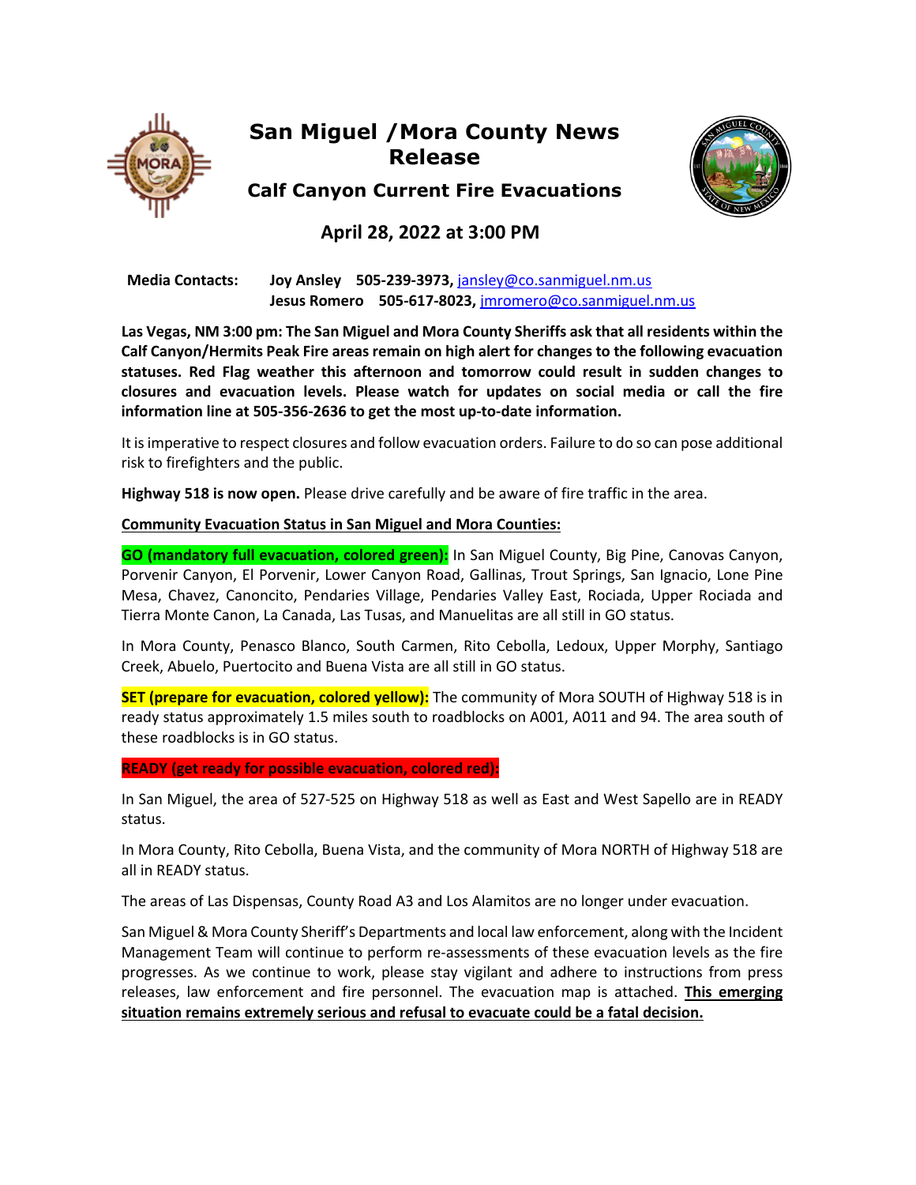# San Miguel /Mora County News Release

## Calf Canyon Current Fire Evacuations

### April 28, 2022 at 3:00 PM

**Media Contacts:** **Joy Ansley 505-239-3973,** jansley@co.sanmiguel.nm.us
**Jesus Romero 505-617-8023,** jmromero@co.sanmiguel.nm.us

**Las Vegas, NM 3:00 pm: The San Miguel and Mora County Sheriffs ask that all residents within the Calf Canyon/Hermits Peak Fire areas remain on high alert for changes to the following evacuation statuses. Red Flag weather this afternoon and tomorrow could result in sudden changes to closures and evacuation levels. Please watch for updates on social media or call the fire information line at 505-356-2636 to get the most up-to-date information.**

It is imperative to respect closures and follow evacuation orders. Failure to do so can pose additional risk to firefighters and the public.

**Highway 518 is now open.** Please drive carefully and be aware of fire traffic in the area.

**Community Evacuation Status in San Miguel and Mora Counties:**

**GO (mandatory full evacuation, colored green):** In San Miguel County, Big Pine, Canovas Canyon, Porvenir Canyon, El Porvenir, Lower Canyon Road, Gallinas, Trout Springs, San Ignacio, Lone Pine Mesa, Chavez, Canoncito, Pendaries Village, Pendaries Valley East, Rociada, Upper Rociada and Tierra Monte Canon, La Canada, Las Tusas, and Manuelitas are all still in GO status.

In Mora County, Penasco Blanco, South Carmen, Rito Cebolla, Ledoux, Upper Morphy, Santiago Creek, Abuelo, Puertocito and Buena Vista are all still in GO status.

**SET (prepare for evacuation, colored yellow):** The community of Mora SOUTH of Highway 518 is in ready status approximately 1.5 miles south to roadblocks on A001, A011 and 94. The area south of these roadblocks is in GO status.

**READY (get ready for possible evacuation, colored red):**

In San Miguel, the area of 527-525 on Highway 518 as well as East and West Sapello are in READY status.

In Mora County, Rito Cebolla, Buena Vista, and the community of Mora NORTH of Highway 518 are all in READY status.

The areas of Las Dispensas, County Road A3 and Los Alamitos are no longer under evacuation.

San Miguel & Mora County Sheriff's Departments and local law enforcement, along with the Incident Management Team will continue to perform re-assessments of these evacuation levels as the fire progresses. As we continue to work, please stay vigilant and adhere to instructions from press releases, law enforcement and fire personnel. The evacuation map is attached. **This emerging situation remains extremely serious and refusal to evacuate could be a fatal decision.**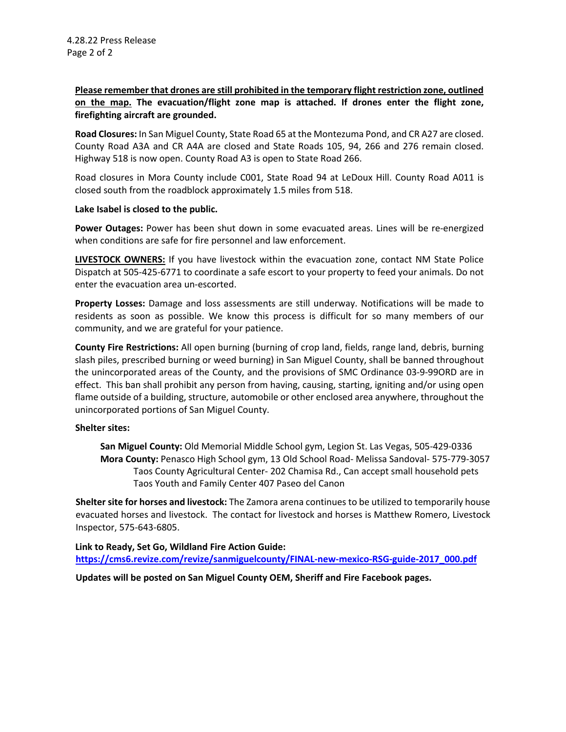**Please remember that drones are still prohibited in the temporary flight restriction zone, outlined on the map. The evacuation/flight zone map is attached. If drones enter the flight zone, firefighting aircraft are grounded.**

**Road Closures:** In San Miguel County, State Road 65 at the Montezuma Pond, and CR A27 are closed. County Road A3A and CR A4A are closed and State Roads 105, 94, 266 and 276 remain closed. Highway 518 is now open. County Road A3 is open to State Road 266.

Road closures in Mora County include C001, State Road 94 at LeDoux Hill. County Road A011 is closed south from the roadblock approximately 1.5 miles from 518.

**Lake Isabel is closed to the public.**

**Power Outages:** Power has been shut down in some evacuated areas. Lines will be re-energized when conditions are safe for fire personnel and law enforcement.

**LIVESTOCK OWNERS:** If you have livestock within the evacuation zone, contact NM State Police Dispatch at 505-425-6771 to coordinate a safe escort to your property to feed your animals. Do not enter the evacuation area un-escorted.

**Property Losses:** Damage and loss assessments are still underway. Notifications will be made to residents as soon as possible. We know this process is difficult for so many members of our community, and we are grateful for your patience.

**County Fire Restrictions:** All open burning (burning of crop land, fields, range land, debris, burning slash piles, prescribed burning or weed burning) in San Miguel County, shall be banned throughout the unincorporated areas of the County, and the provisions of SMC Ordinance 03-9-99ORD are in effect. This ban shall prohibit any person from having, causing, starting, igniting and/or using open flame outside of a building, structure, automobile or other enclosed area anywhere, throughout the unincorporated portions of San Miguel County.

**Shelter sites:**

**San Miguel County:** Old Memorial Middle School gym, Legion St. Las Vegas, 505-429-0336
**Mora County:** Penasco High School gym, 13 Old School Road- Melissa Sandoval- 575-779-3057
Taos County Agricultural Center- 202 Chamisa Rd., Can accept small household pets
Taos Youth and Family Center 407 Paseo del Canon

**Shelter site for horses and livestock:** The Zamora arena continues to be utilized to temporarily house evacuated horses and livestock. The contact for livestock and horses is Matthew Romero, Livestock Inspector, 575-643-6805.

**Link to Ready, Set Go, Wildland Fire Action Guide:**
https://cms6.revize.com/revize/sanmiguelcounty/FINAL-new-mexico-RSG-guide-2017_000.pdf

**Updates will be posted on San Miguel County OEM, Sheriff and Fire Facebook pages.**